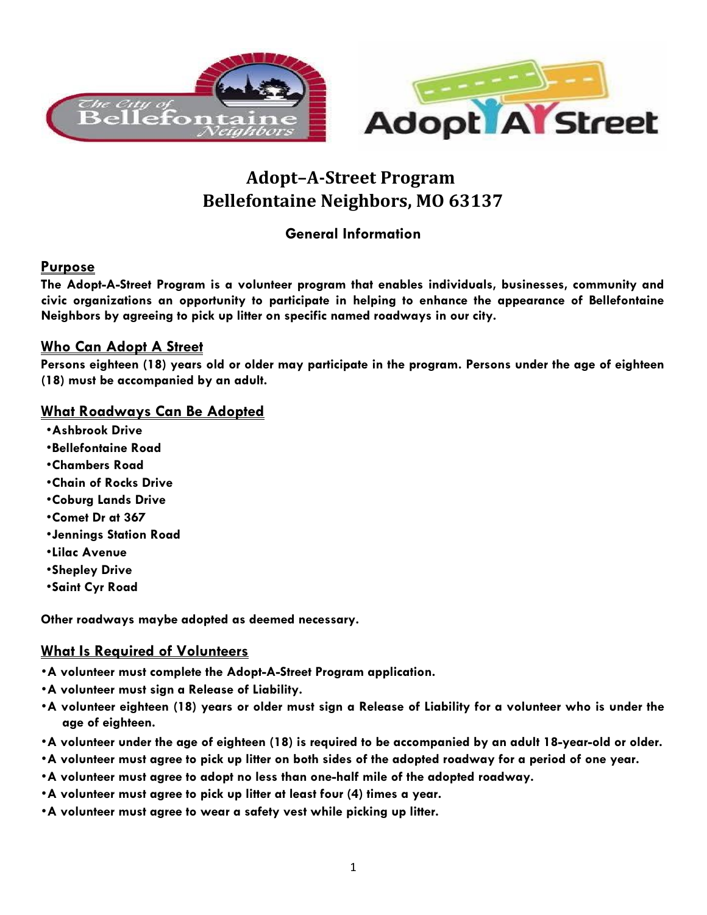# Adopt–A-Street Program
# Bellefontaine Neighbors, MO 63137

### General Information

## Purpose

**The Adopt-A-Street Program is a volunteer program that enables individuals, businesses, community and civic organizations an opportunity to participate in helping to enhance the appearance of Bellefontaine Neighbors by agreeing to pick up litter on specific named roadways in our city.**

## Who Can Adopt A Street

**Persons eighteen (18) years old or older may participate in the program. Persons under the age of eighteen (18) must be accompanied by an adult.**

## What Roadways Can Be Adopted

- **Ashbrook Drive**
- **Bellefontaine Road**
- **Chambers Road**
- **Chain of Rocks Drive**
- **Coburg Lands Drive**
- **Comet Dr at 367**
- **Jennings Station Road**
- **Lilac Avenue**
- **Shepley Drive**
- **Saint Cyr Road**

**Other roadways maybe adopted as deemed necessary.**

## What Is Required of Volunteers

- **A volunteer must complete the Adopt-A-Street Program application.**
- **A volunteer must sign a Release of Liability.**
- **A volunteer eighteen (18) years or older must sign a Release of Liability for a volunteer who is under the age of eighteen.**
- **A volunteer under the age of eighteen (18) is required to be accompanied by an adult 18-year-old or older.**
- **A volunteer must agree to pick up litter on both sides of the adopted roadway for a period of one year.**
- **A volunteer must agree to adopt no less than one-half mile of the adopted roadway.**
- **A volunteer must agree to pick up litter at least four (4) times a year.**
- **A volunteer must agree to wear a safety vest while picking up litter.**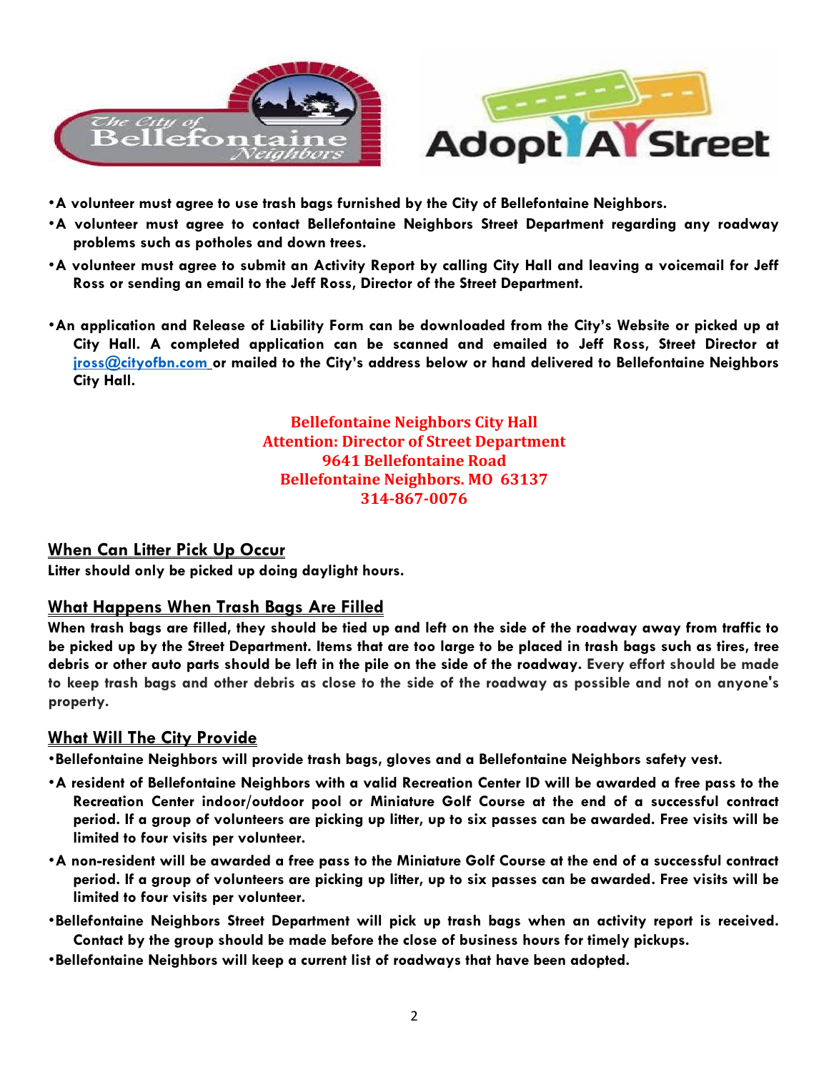**•A volunteer must agree to use trash bags furnished by the City of Bellefontaine Neighbors.**

**•A volunteer must agree to contact Bellefontaine Neighbors Street Department regarding any roadway problems such as potholes and down trees.**

**•A volunteer must agree to submit an Activity Report by calling City Hall and leaving a voicemail for Jeff Ross or sending an email to the Jeff Ross, Director of the Street Department.**

**•An application and Release of Liability Form can be downloaded from the City's Website or picked up at City Hall. A completed application can be scanned and emailed to Jeff Ross, Street Director at jross@cityofbn.com or mailed to the City's address below or hand delivered to Bellefontaine Neighbors City Hall.**

**Bellefontaine Neighbors City Hall**
**Attention: Director of Street Department**
**9641 Bellefontaine Road**
**Bellefontaine Neighbors. MO 63137**
**314-867-0076**

## When Can Litter Pick Up Occur

**Litter should only be picked up doing daylight hours.**

## What Happens When Trash Bags Are Filled

**When trash bags are filled, they should be tied up and left on the side of the roadway away from traffic to be picked up by the Street Department. Items that are too large to be placed in trash bags such as tires, tree debris or other auto parts should be left in the pile on the side of the roadway. Every effort should be made to keep trash bags and other debris as close to the side of the roadway as possible and not on anyone's property.**

## What Will The City Provide

**•Bellefontaine Neighbors will provide trash bags, gloves and a Bellefontaine Neighbors safety vest.**

**•A resident of Bellefontaine Neighbors with a valid Recreation Center ID will be awarded a free pass to the Recreation Center indoor/outdoor pool or Miniature Golf Course at the end of a successful contract period. If a group of volunteers are picking up litter, up to six passes can be awarded. Free visits will be limited to four visits per volunteer.**

**•A non-resident will be awarded a free pass to the Miniature Golf Course at the end of a successful contract period. If a group of volunteers are picking up litter, up to six passes can be awarded. Free visits will be limited to four visits per volunteer.**

**•Bellefontaine Neighbors Street Department will pick up trash bags when an activity report is received. Contact by the group should be made before the close of business hours for timely pickups.**

**•Bellefontaine Neighbors will keep a current list of roadways that have been adopted.**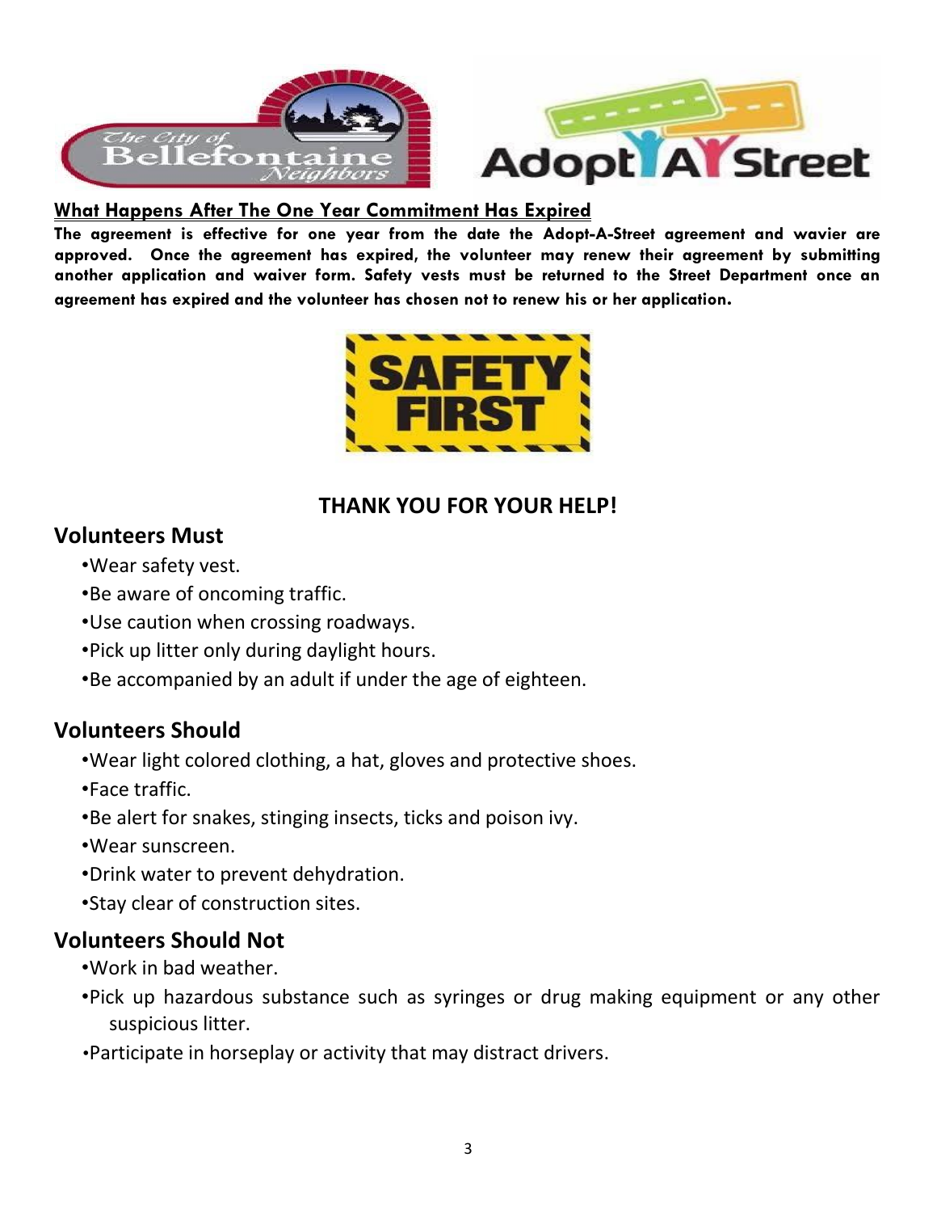## What Happens After The One Year Commitment Has Expired

**The agreement is effective for one year from the date the Adopt-A-Street agreement and wavier are approved. Once the agreement has expired, the volunteer may renew their agreement by submitting another application and waiver form. Safety vests must be returned to the Street Department once an agreement has expired and the volunteer has chosen not to renew his or her application.**

**SAFETY FIRST**

**THANK YOU FOR YOUR HELP!**

### Volunteers Must

- Wear safety vest.
- Be aware of oncoming traffic.
- Use caution when crossing roadways.
- Pick up litter only during daylight hours.
- Be accompanied by an adult if under the age of eighteen.

### Volunteers Should

- Wear light colored clothing, a hat, gloves and protective shoes.
- Face traffic.
- Be alert for snakes, stinging insects, ticks and poison ivy.
- Wear sunscreen.
- Drink water to prevent dehydration.
- Stay clear of construction sites.

### Volunteers Should Not

- Work in bad weather.
- Pick up hazardous substance such as syringes or drug making equipment or any other suspicious litter.
- Participate in horseplay or activity that may distract drivers.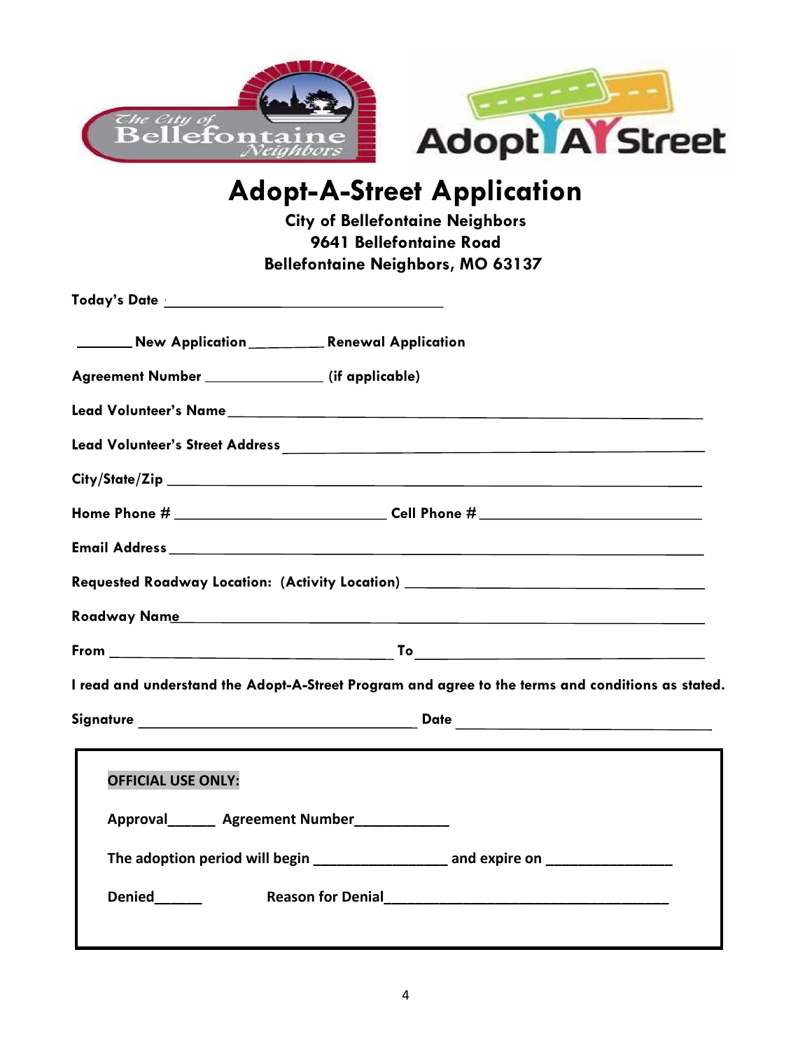# Adopt-A-Street Application

**City of Bellefontaine Neighbors**
**9641 Bellefontaine Road**
**Bellefontaine Neighbors, MO 63137**

**Today's Date** ___________________________________

_______ **New Application** _________ **Renewal Application**

**Agreement Number** _______________ **(if applicable)**

**Lead Volunteer's Name** ____________________________________________________________

**Lead Volunteer's Street Address** ______________________________________________________

**City/State/Zip** _________________________________________________________________

**Home Phone #** ___________________________ **Cell Phone #** ___________________________

**Email Address** _________________________________________________________________

**Requested Roadway Location: (Activity Location)** _____________________________________

**Roadway Name** _________________________________________________________________

**From** ____________________________________ **To** ____________________________________

**I read and understand the Adopt-A-Street Program and agree to the terms and conditions as stated.**

**Signature** ____________________________________ **Date** ________________________________

---

**OFFICIAL USE ONLY:**

**Approval**______ **Agreement Number**____________

**The adoption period will begin** _________________ **and expire on** ________________

**Denied**______ **Reason for Denial**_____________________________________

---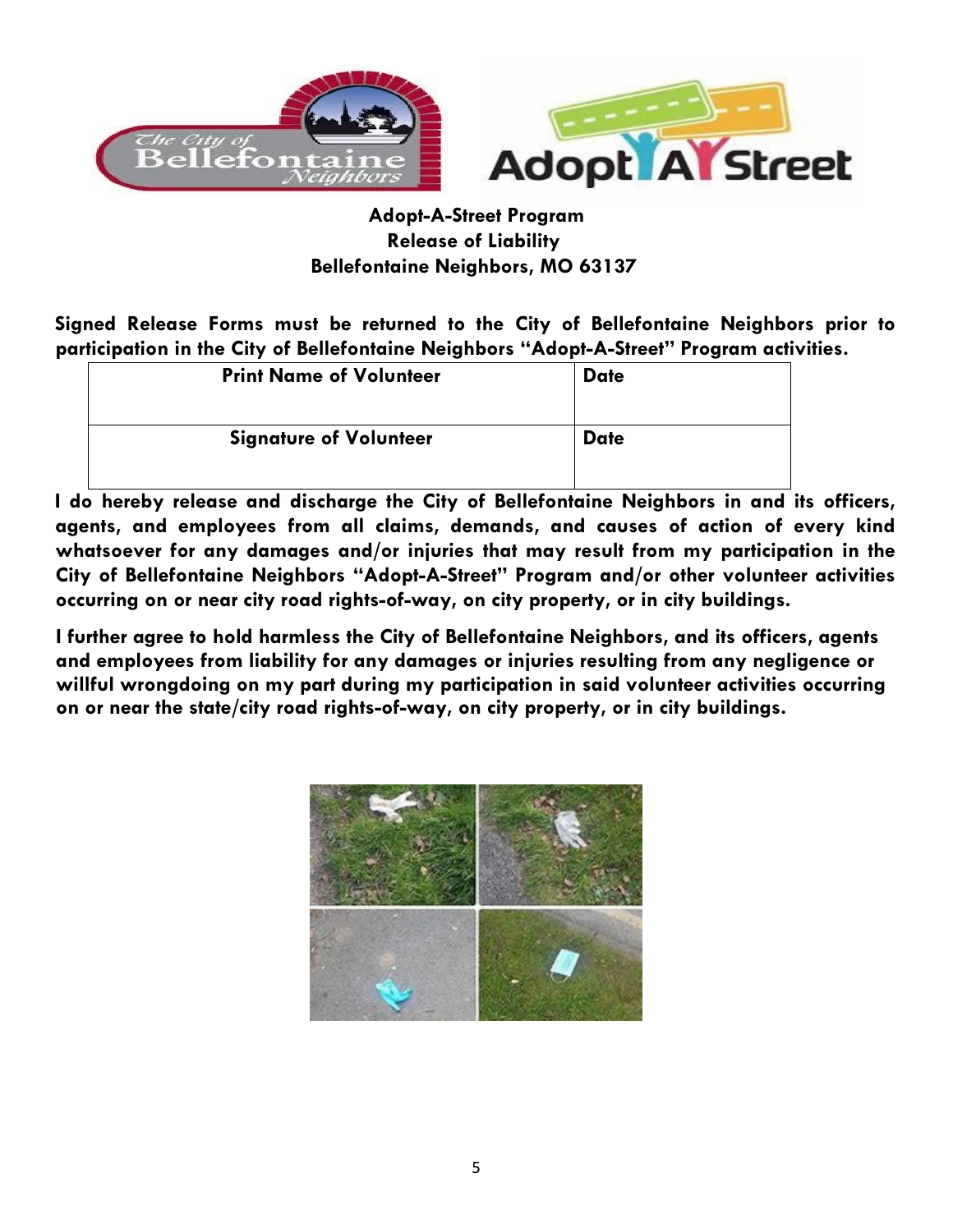**Adopt-A-Street Program**
**Release of Liability**
**Bellefontaine Neighbors, MO 63137**

**Signed Release Forms must be returned to the City of Bellefontaine Neighbors prior to participation in the City of Bellefontaine Neighbors "Adopt-A-Street" Program activities.**

| Print Name of Volunteer | Date |
| --- | --- |
| **Signature of Volunteer** | **Date** |

**I do hereby release and discharge the City of Bellefontaine Neighbors in and its officers, agents, and employees from all claims, demands, and causes of action of every kind whatsoever for any damages and/or injuries that may result from my participation in the City of Bellefontaine Neighbors "Adopt-A-Street" Program and/or other volunteer activities occurring on or near city road rights-of-way, on city property, or in city buildings.**

**I further agree to hold harmless the City of Bellefontaine Neighbors, and its officers, agents and employees from liability for any damages or injuries resulting from any negligence or willful wrongdoing on my part during my participation in said volunteer activities occurring on or near the state/city road rights-of-way, on city property, or in city buildings.**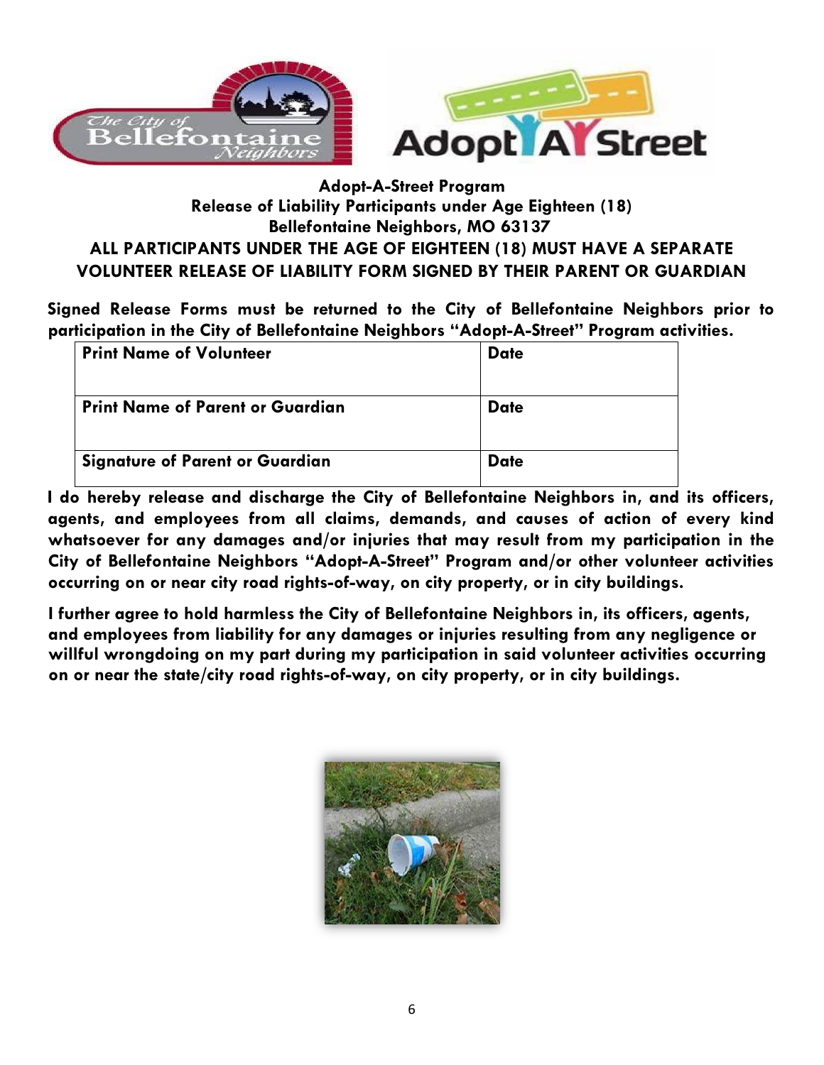**Adopt-A-Street Program**

**Release of Liability Participants under Age Eighteen (18)**

**Bellefontaine Neighbors, MO 63137**

**ALL PARTICIPANTS UNDER THE AGE OF EIGHTEEN (18) MUST HAVE A SEPARATE VOLUNTEER RELEASE OF LIABILITY FORM SIGNED BY THEIR PARENT OR GUARDIAN**

**Signed Release Forms must be returned to the City of Bellefontaine Neighbors prior to participation in the City of Bellefontaine Neighbors "Adopt-A-Street" Program activities.**

| Print Name of Volunteer | Date |
|---|---|
| **Print Name of Parent or Guardian** | **Date** |
| **Signature of Parent or Guardian** | **Date** |

**I do hereby release and discharge the City of Bellefontaine Neighbors in, and its officers, agents, and employees from all claims, demands, and causes of action of every kind whatsoever for any damages and/or injuries that may result from my participation in the City of Bellefontaine Neighbors "Adopt-A-Street" Program and/or other volunteer activities occurring on or near city road rights-of-way, on city property, or in city buildings.**

**I further agree to hold harmless the City of Bellefontaine Neighbors in, its officers, agents, and employees from liability for any damages or injuries resulting from any negligence or willful wrongdoing on my part during my participation in said volunteer activities occurring on or near the state/city road rights-of-way, on city property, or in city buildings.**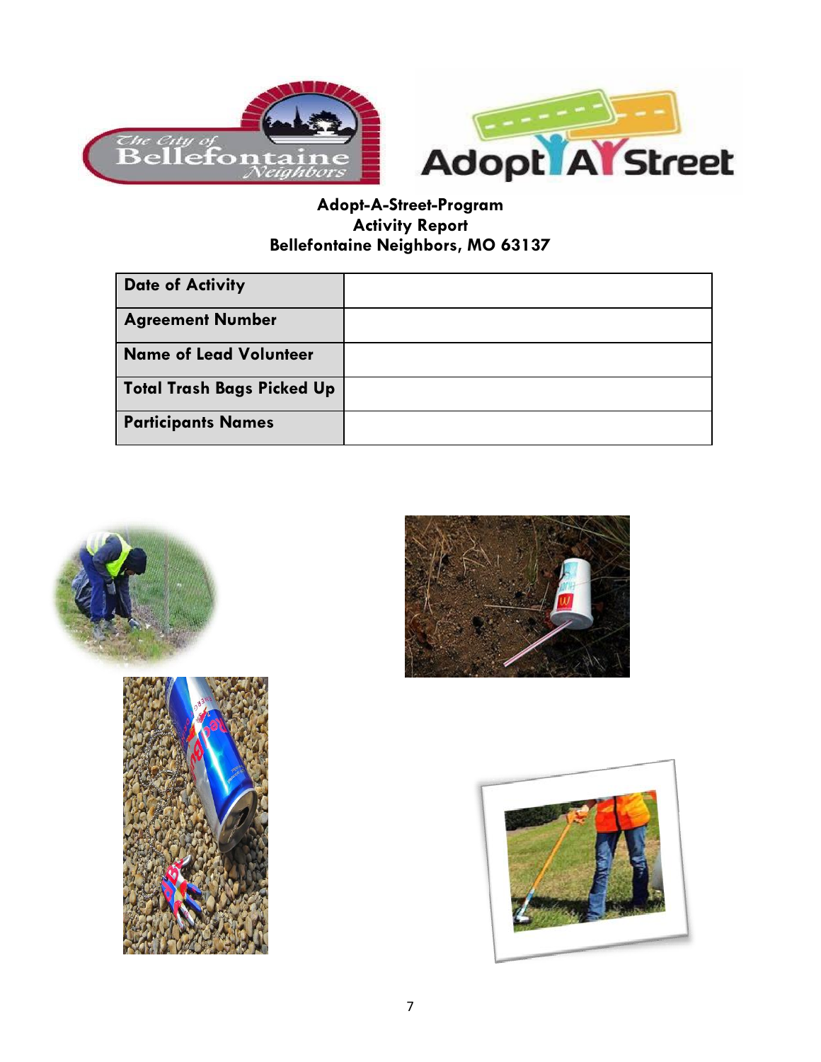**Adopt-A-Street-Program**
**Activity Report**
**Bellefontaine Neighbors, MO 63137**

| | |
|---|---|
| **Date of Activity** | |
| **Agreement Number** | |
| **Name of Lead Volunteer** | |
| **Total Trash Bags Picked Up** | |
| **Participants Names** | |